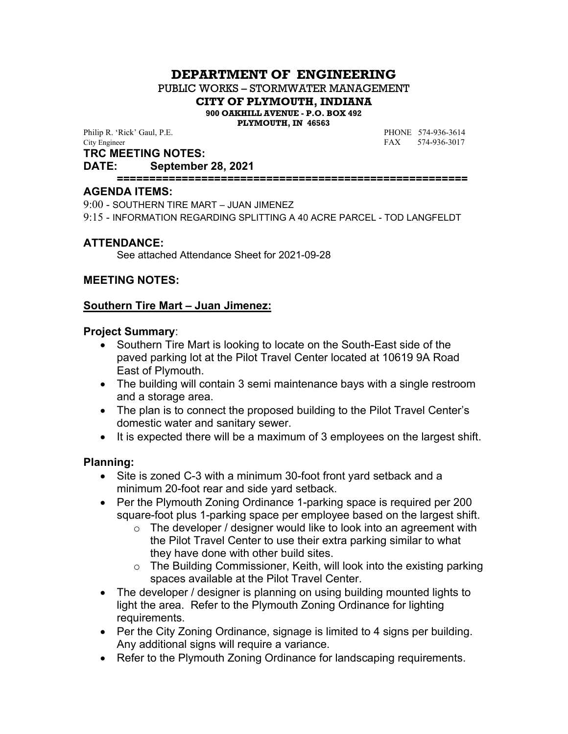# DEPARTMENT OF ENGINEERING

PUBLIC WORKS – STORMWATER MANAGEMENT

**CITY OF PLYMOUTH, INDIANA**

**900 OAKHILL AVENUE - P.O. BOX 492**

**PLYMOUTH, IN 46563**

Philip R. 'Rick' Gaul, P.E. PHONE 574-936-3614
City Engineer FAX 574-936-3017

**TRC MEETING NOTES:**

**DATE: September 28, 2021**

**======================================================**

**AGENDA ITEMS:**

9:00 - SOUTHERN TIRE MART – JUAN JIMENEZ

9:15 - INFORMATION REGARDING SPLITTING A 40 ACRE PARCEL - TOD LANGFELDT

**ATTENDANCE:**

See attached Attendance Sheet for 2021-09-28

**MEETING NOTES:**

**Southern Tire Mart – Juan Jimenez:**

**Project Summary**:

- Southern Tire Mart is looking to locate on the South-East side of the paved parking lot at the Pilot Travel Center located at 10619 9A Road East of Plymouth.
- The building will contain 3 semi maintenance bays with a single restroom and a storage area.
- The plan is to connect the proposed building to the Pilot Travel Center's domestic water and sanitary sewer.
- It is expected there will be a maximum of 3 employees on the largest shift.

**Planning:**

- Site is zoned C-3 with a minimum 30-foot front yard setback and a minimum 20-foot rear and side yard setback.
- Per the Plymouth Zoning Ordinance 1-parking space is required per 200 square-foot plus 1-parking space per employee based on the largest shift.
  - The developer / designer would like to look into an agreement with the Pilot Travel Center to use their extra parking similar to what they have done with other build sites.
  - The Building Commissioner, Keith, will look into the existing parking spaces available at the Pilot Travel Center.
- The developer / designer is planning on using building mounted lights to light the area. Refer to the Plymouth Zoning Ordinance for lighting requirements.
- Per the City Zoning Ordinance, signage is limited to 4 signs per building. Any additional signs will require a variance.
- Refer to the Plymouth Zoning Ordinance for landscaping requirements.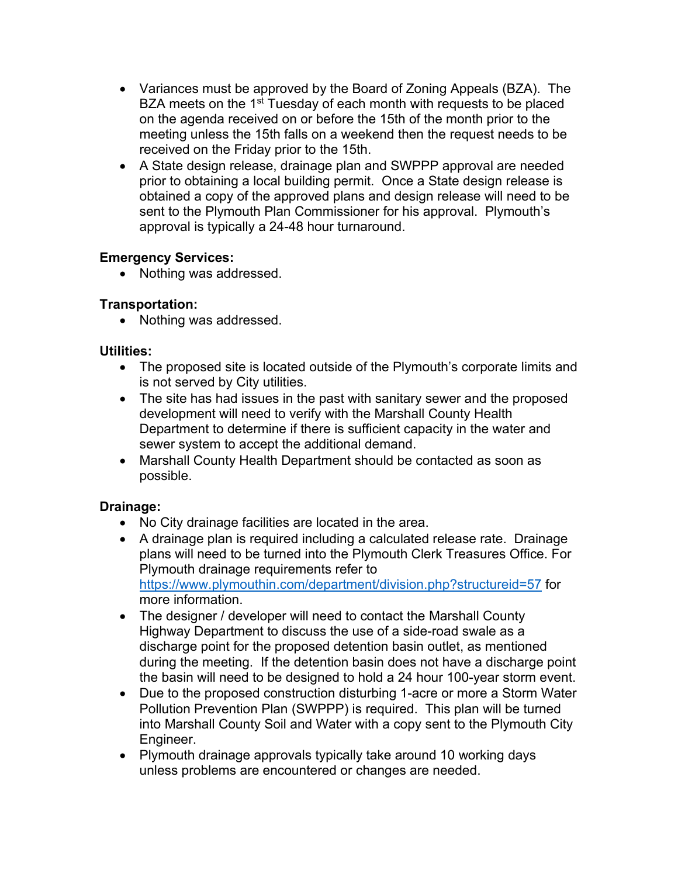- Variances must be approved by the Board of Zoning Appeals (BZA). The BZA meets on the 1st Tuesday of each month with requests to be placed on the agenda received on or before the 15th of the month prior to the meeting unless the 15th falls on a weekend then the request needs to be received on the Friday prior to the 15th.
- A State design release, drainage plan and SWPPP approval are needed prior to obtaining a local building permit. Once a State design release is obtained a copy of the approved plans and design release will need to be sent to the Plymouth Plan Commissioner for his approval. Plymouth's approval is typically a 24-48 hour turnaround.

**Emergency Services:**

- Nothing was addressed.

**Transportation:**

- Nothing was addressed.

**Utilities:**

- The proposed site is located outside of the Plymouth's corporate limits and is not served by City utilities.
- The site has had issues in the past with sanitary sewer and the proposed development will need to verify with the Marshall County Health Department to determine if there is sufficient capacity in the water and sewer system to accept the additional demand.
- Marshall County Health Department should be contacted as soon as possible.

**Drainage:**

- No City drainage facilities are located in the area.
- A drainage plan is required including a calculated release rate. Drainage plans will need to be turned into the Plymouth Clerk Treasures Office. For Plymouth drainage requirements refer to https://www.plymouthin.com/department/division.php?structureid=57 for more information.
- The designer / developer will need to contact the Marshall County Highway Department to discuss the use of a side-road swale as a discharge point for the proposed detention basin outlet, as mentioned during the meeting. If the detention basin does not have a discharge point the basin will need to be designed to hold a 24 hour 100-year storm event.
- Due to the proposed construction disturbing 1-acre or more a Storm Water Pollution Prevention Plan (SWPPP) is required. This plan will be turned into Marshall County Soil and Water with a copy sent to the Plymouth City Engineer.
- Plymouth drainage approvals typically take around 10 working days unless problems are encountered or changes are needed.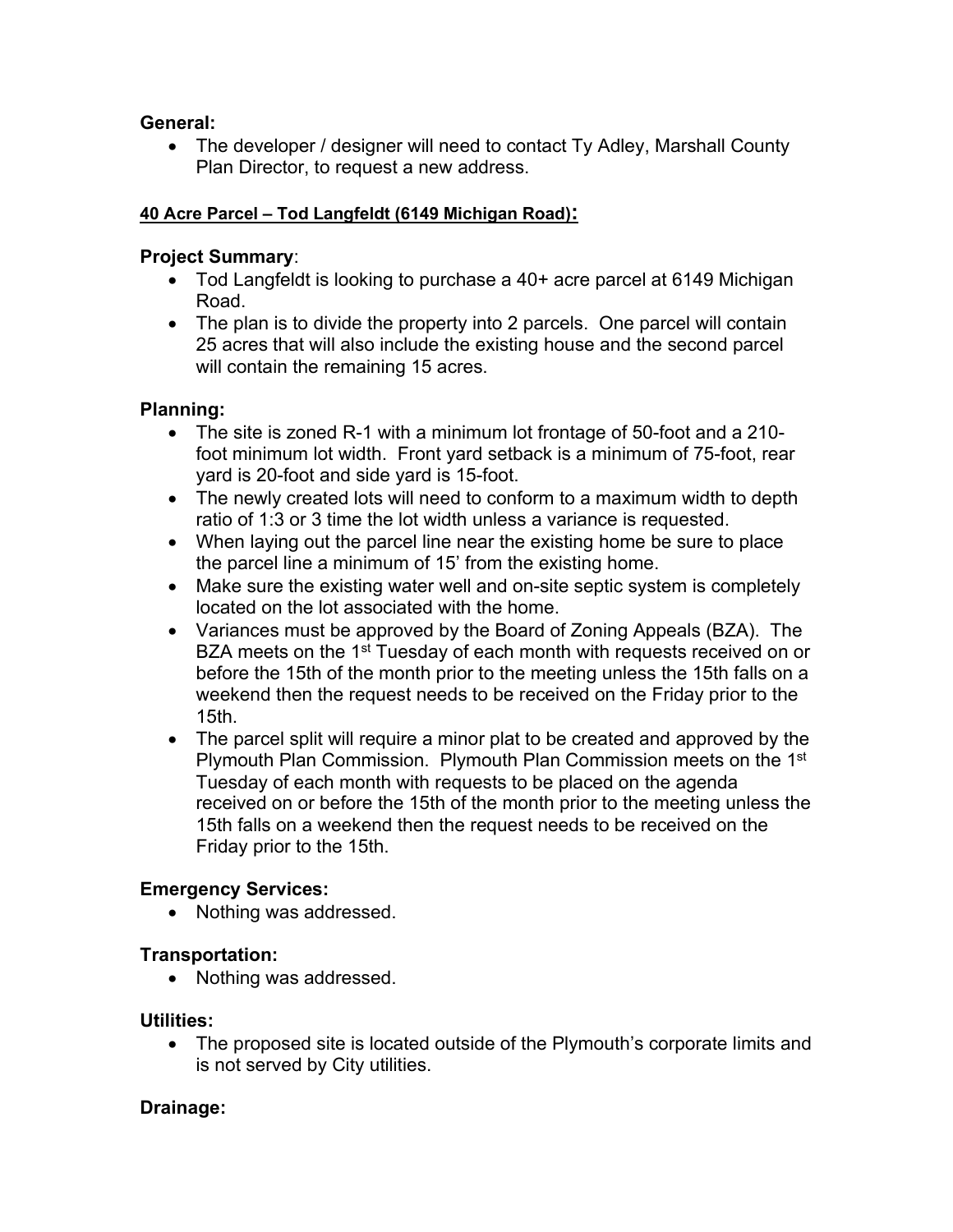**General:**

- The developer / designer will need to contact Ty Adley, Marshall County Plan Director, to request a new address.

**40 Acre Parcel – Tod Langfeldt (6149 Michigan Road):**

**Project Summary**:

- Tod Langfeldt is looking to purchase a 40+ acre parcel at 6149 Michigan Road.
- The plan is to divide the property into 2 parcels. One parcel will contain 25 acres that will also include the existing house and the second parcel will contain the remaining 15 acres.

**Planning:**

- The site is zoned R-1 with a minimum lot frontage of 50-foot and a 210-foot minimum lot width. Front yard setback is a minimum of 75-foot, rear yard is 20-foot and side yard is 15-foot.
- The newly created lots will need to conform to a maximum width to depth ratio of 1:3 or 3 time the lot width unless a variance is requested.
- When laying out the parcel line near the existing home be sure to place the parcel line a minimum of 15' from the existing home.
- Make sure the existing water well and on-site septic system is completely located on the lot associated with the home.
- Variances must be approved by the Board of Zoning Appeals (BZA). The BZA meets on the 1st Tuesday of each month with requests received on or before the 15th of the month prior to the meeting unless the 15th falls on a weekend then the request needs to be received on the Friday prior to the 15th.
- The parcel split will require a minor plat to be created and approved by the Plymouth Plan Commission. Plymouth Plan Commission meets on the 1st Tuesday of each month with requests to be placed on the agenda received on or before the 15th of the month prior to the meeting unless the 15th falls on a weekend then the request needs to be received on the Friday prior to the 15th.

**Emergency Services:**

- Nothing was addressed.

**Transportation:**

- Nothing was addressed.

**Utilities:**

- The proposed site is located outside of the Plymouth's corporate limits and is not served by City utilities.

**Drainage:**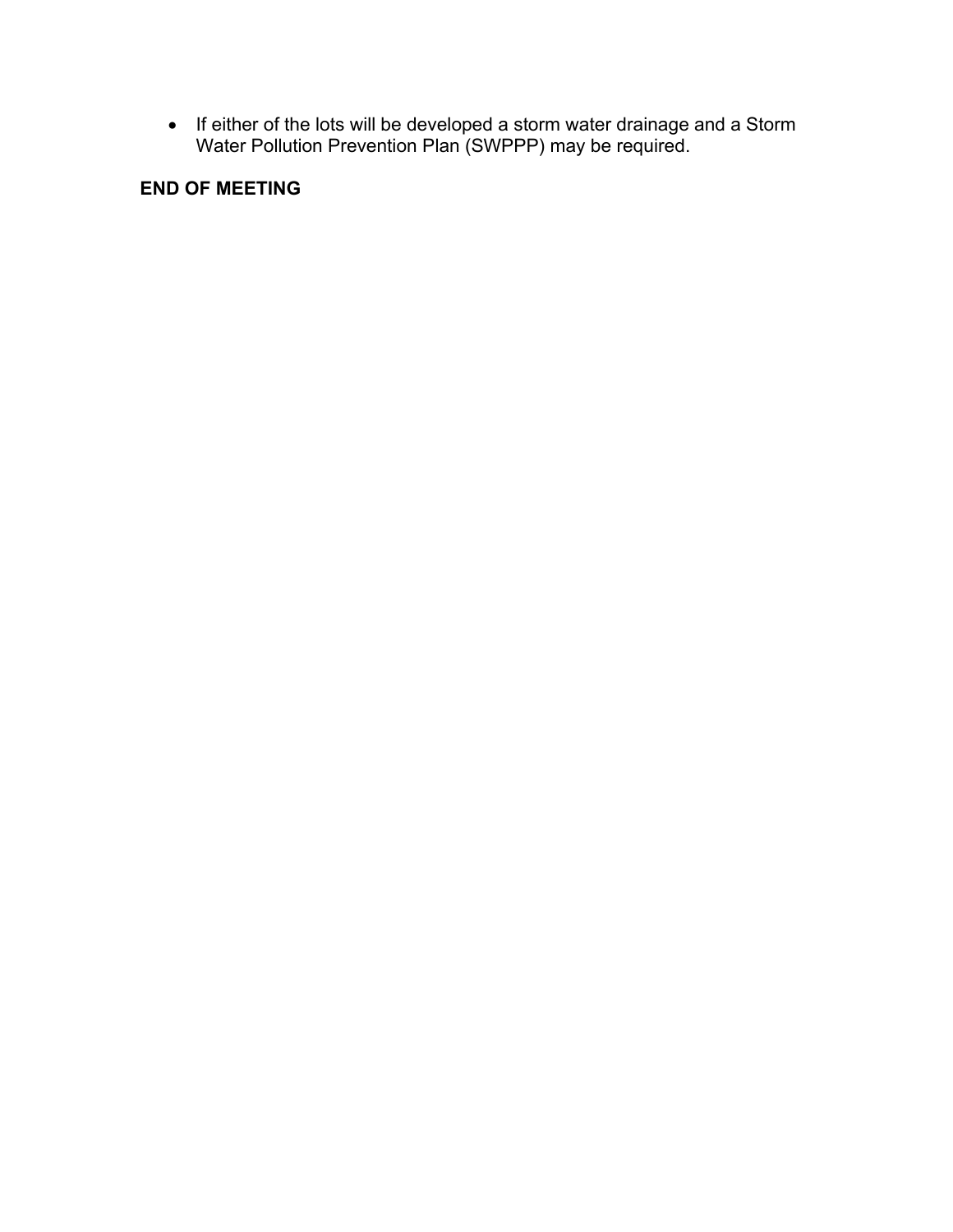- If either of the lots will be developed a storm water drainage and a Storm Water Pollution Prevention Plan (SWPPP) may be required.

**END OF MEETING**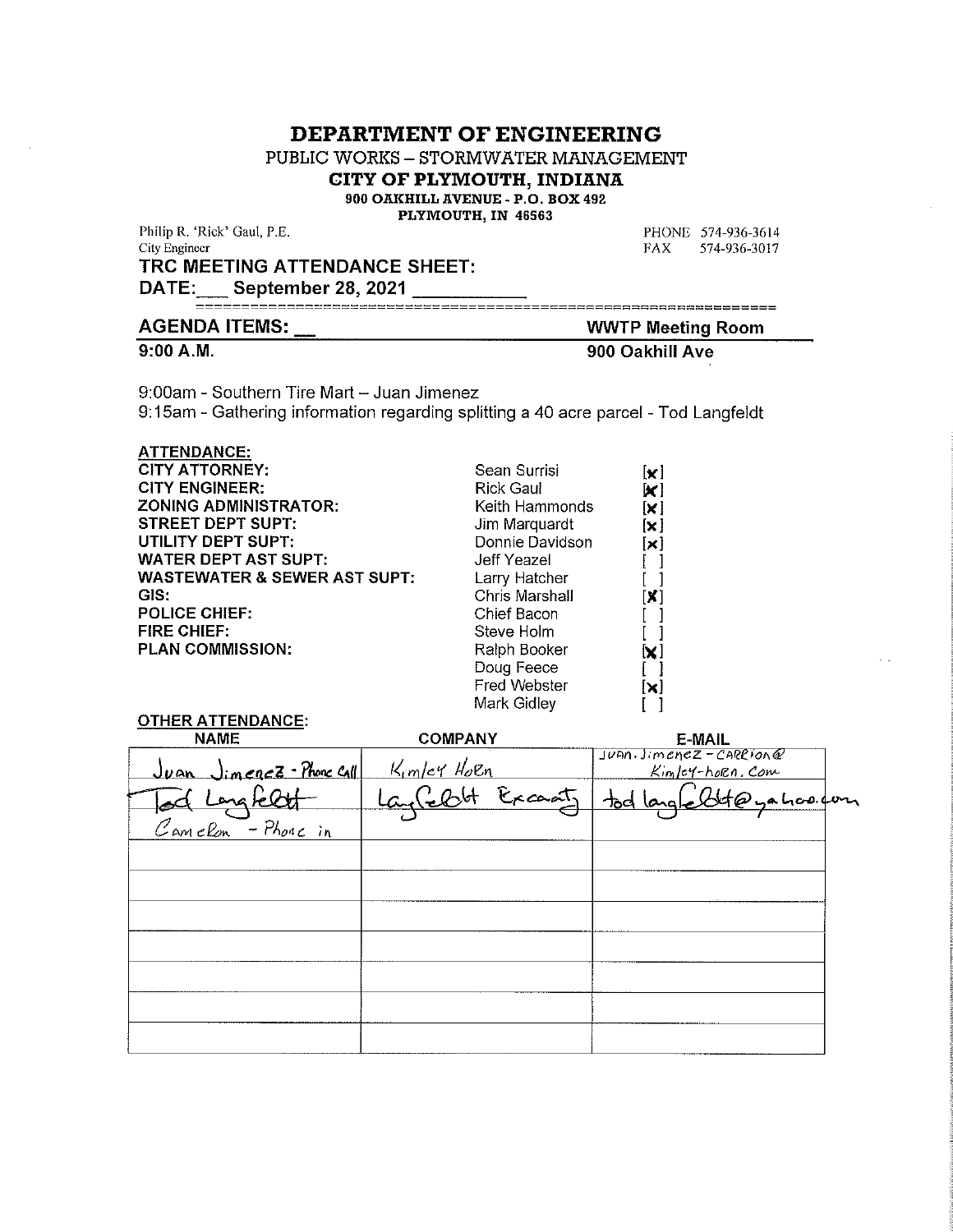# DEPARTMENT OF ENGINEERING

PUBLIC WORKS – STORMWATER MANAGEMENT

**CITY OF PLYMOUTH, INDIANA**

**900 OAKHILL AVENUE - P.O. BOX 492**

**PLYMOUTH, IN 46563**

Philip R. 'Rick' Gaul, P.E.
City Engineer

PHONE 574-936-3614
FAX 574-936-3017

## TRC MEETING ATTENDANCE SHEET:

**DATE: September 28, 2021**

**AGENDA ITEMS:** — **WWTP Meeting Room**

**9:00 A.M.** — **900 Oakhill Ave**

9:00am - Southern Tire Mart – Juan Jimenez
9:15am - Gathering information regarding splitting a 40 acre parcel - Tod Langfeldt

**ATTENDANCE:**

| | | |
|---|---|---|
| **CITY ATTORNEY:** | Sean Surrisi | [x] |
| **CITY ENGINEER:** | Rick Gaul | [x] |
| **ZONING ADMINISTRATOR:** | Keith Hammonds | [x] |
| **STREET DEPT SUPT:** | Jim Marquardt | [x] |
| **UTILITY DEPT SUPT:** | Donnie Davidson | [x] |
| **WATER DEPT AST SUPT:** | Jeff Yeazel | [ ] |
| **WASTEWATER & SEWER AST SUPT:** | Larry Hatcher | [ ] |
| **GIS:** | Chris Marshall | [x] |
| **POLICE CHIEF:** | Chief Bacon | [ ] |
| **FIRE CHIEF:** | Steve Holm | [ ] |
| **PLAN COMMISSION:** | Ralph Booker | [x] |
| | Doug Feece | [ ] |
| | Fred Webster | [x] |
| | Mark Gidley | [ ] |

**OTHER ATTENDANCE:**

| NAME | COMPANY | E-MAIL |
|---|---|---|
| Juan Jimenez - Phone Call | Kimley Horn | Juan.Jimenez-Carrion@Kimley-horn.com |
| Tod Langfeldt | Langfeldt Excavating | todlangfeldt@yahoo.com |
| Cameron - Phone in | | |
| | | |
| | | |
| | | |
| | | |
| | | |
| | | |
| | | |